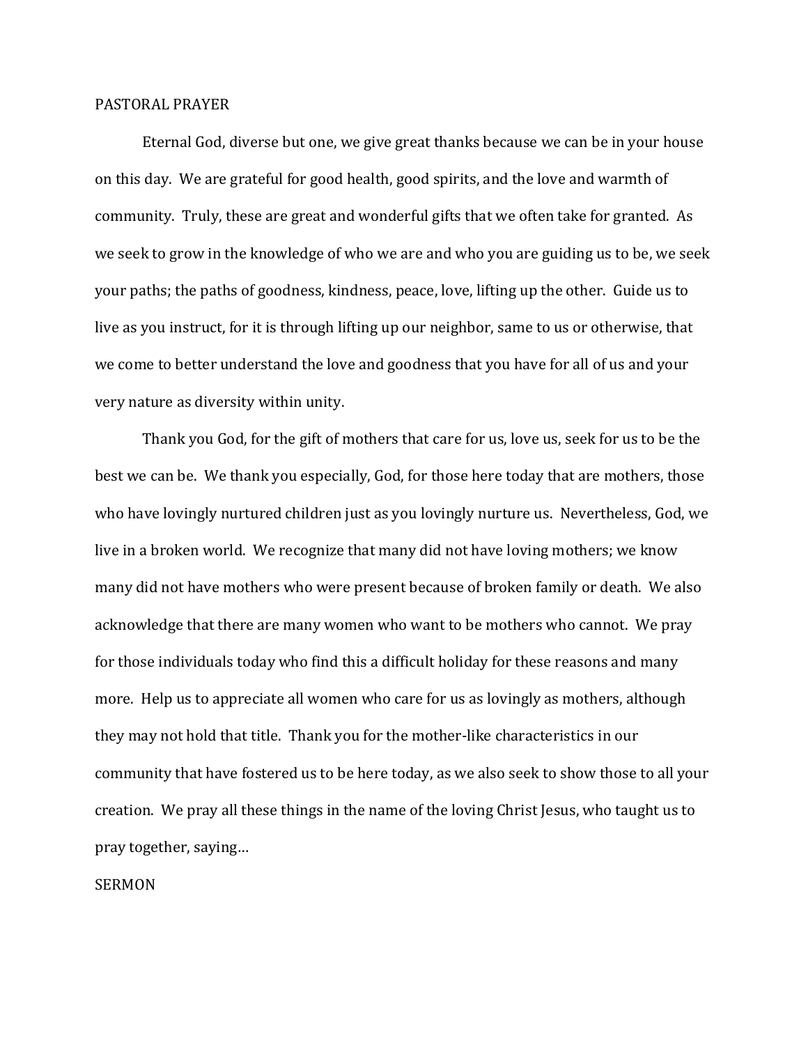## PASTORAL PRAYER

Eternal God, diverse but one, we give great thanks because we can be in your house on this day. We are grateful for good health, good spirits, and the love and warmth of community. Truly, these are great and wonderful gifts that we often take for granted. As we seek to grow in the knowledge of who we are and who you are guiding us to be, we seek your paths; the paths of goodness, kindness, peace, love, lifting up the other. Guide us to live as you instruct, for it is through lifting up our neighbor, same to us or otherwise, that we come to better understand the love and goodness that you have for all of us and your very nature as diversity within unity.

Thank you God, for the gift of mothers that care for us, love us, seek for us to be the best we can be. We thank you especially, God, for those here today that are mothers, those who have lovingly nurtured children just as you lovingly nurture us. Nevertheless, God, we live in a broken world. We recognize that many did not have loving mothers; we know many did not have mothers who were present because of broken family or death. We also acknowledge that there are many women who want to be mothers who cannot. We pray for those individuals today who find this a difficult holiday for these reasons and many more. Help us to appreciate all women who care for us as lovingly as mothers, although they may not hold that title. Thank you for the mother-like characteristics in our community that have fostered us to be here today, as we also seek to show those to all your creation. We pray all these things in the name of the loving Christ Jesus, who taught us to pray together, saying…

## SERMON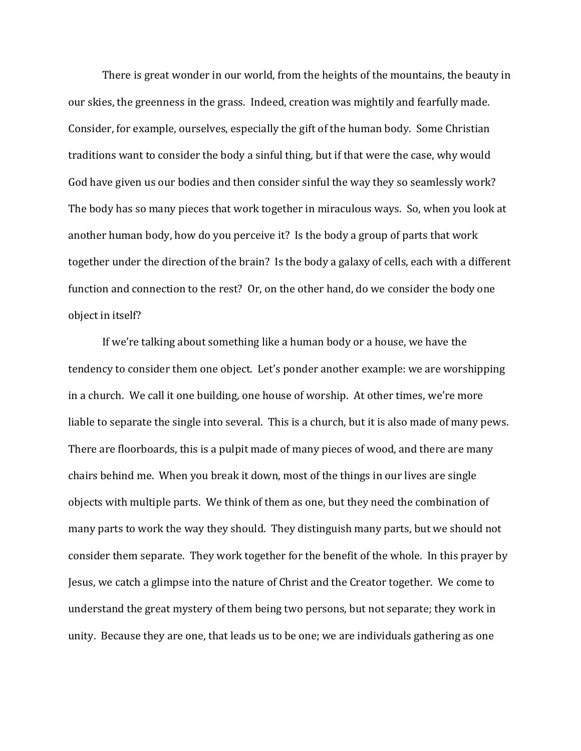There is great wonder in our world, from the heights of the mountains, the beauty in our skies, the greenness in the grass. Indeed, creation was mightily and fearfully made. Consider, for example, ourselves, especially the gift of the human body. Some Christian traditions want to consider the body a sinful thing, but if that were the case, why would God have given us our bodies and then consider sinful the way they so seamlessly work? The body has so many pieces that work together in miraculous ways. So, when you look at another human body, how do you perceive it? Is the body a group of parts that work together under the direction of the brain? Is the body a galaxy of cells, each with a different function and connection to the rest? Or, on the other hand, do we consider the body one object in itself?

If we're talking about something like a human body or a house, we have the tendency to consider them one object. Let's ponder another example: we are worshipping in a church. We call it one building, one house of worship. At other times, we're more liable to separate the single into several. This is a church, but it is also made of many pews. There are floorboards, this is a pulpit made of many pieces of wood, and there are many chairs behind me. When you break it down, most of the things in our lives are single objects with multiple parts. We think of them as one, but they need the combination of many parts to work the way they should. They distinguish many parts, but we should not consider them separate. They work together for the benefit of the whole. In this prayer by Jesus, we catch a glimpse into the nature of Christ and the Creator together. We come to understand the great mystery of them being two persons, but not separate; they work in unity. Because they are one, that leads us to be one; we are individuals gathering as one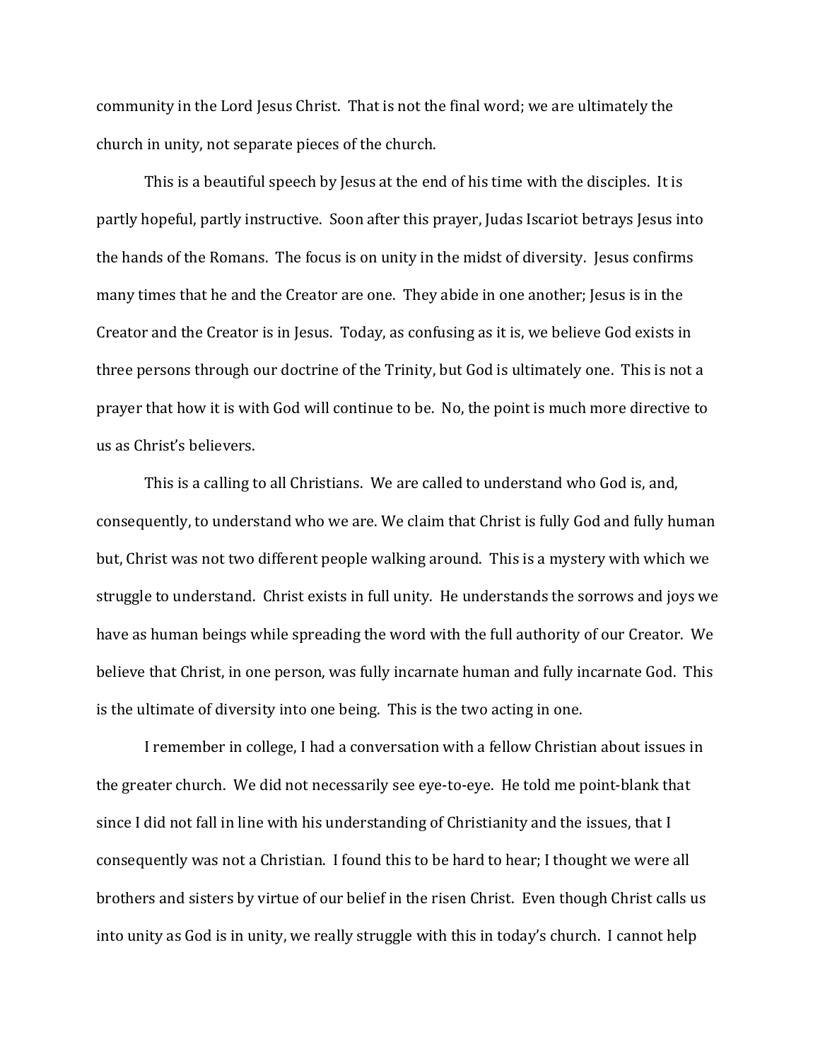community in the Lord Jesus Christ. That is not the final word; we are ultimately the church in unity, not separate pieces of the church.

This is a beautiful speech by Jesus at the end of his time with the disciples. It is partly hopeful, partly instructive. Soon after this prayer, Judas Iscariot betrays Jesus into the hands of the Romans. The focus is on unity in the midst of diversity. Jesus confirms many times that he and the Creator are one. They abide in one another; Jesus is in the Creator and the Creator is in Jesus. Today, as confusing as it is, we believe God exists in three persons through our doctrine of the Trinity, but God is ultimately one. This is not a prayer that how it is with God will continue to be. No, the point is much more directive to us as Christ's believers.

This is a calling to all Christians. We are called to understand who God is, and, consequently, to understand who we are. We claim that Christ is fully God and fully human but, Christ was not two different people walking around. This is a mystery with which we struggle to understand. Christ exists in full unity. He understands the sorrows and joys we have as human beings while spreading the word with the full authority of our Creator. We believe that Christ, in one person, was fully incarnate human and fully incarnate God. This is the ultimate of diversity into one being. This is the two acting in one.

I remember in college, I had a conversation with a fellow Christian about issues in the greater church. We did not necessarily see eye-to-eye. He told me point-blank that since I did not fall in line with his understanding of Christianity and the issues, that I consequently was not a Christian. I found this to be hard to hear; I thought we were all brothers and sisters by virtue of our belief in the risen Christ. Even though Christ calls us into unity as God is in unity, we really struggle with this in today's church. I cannot help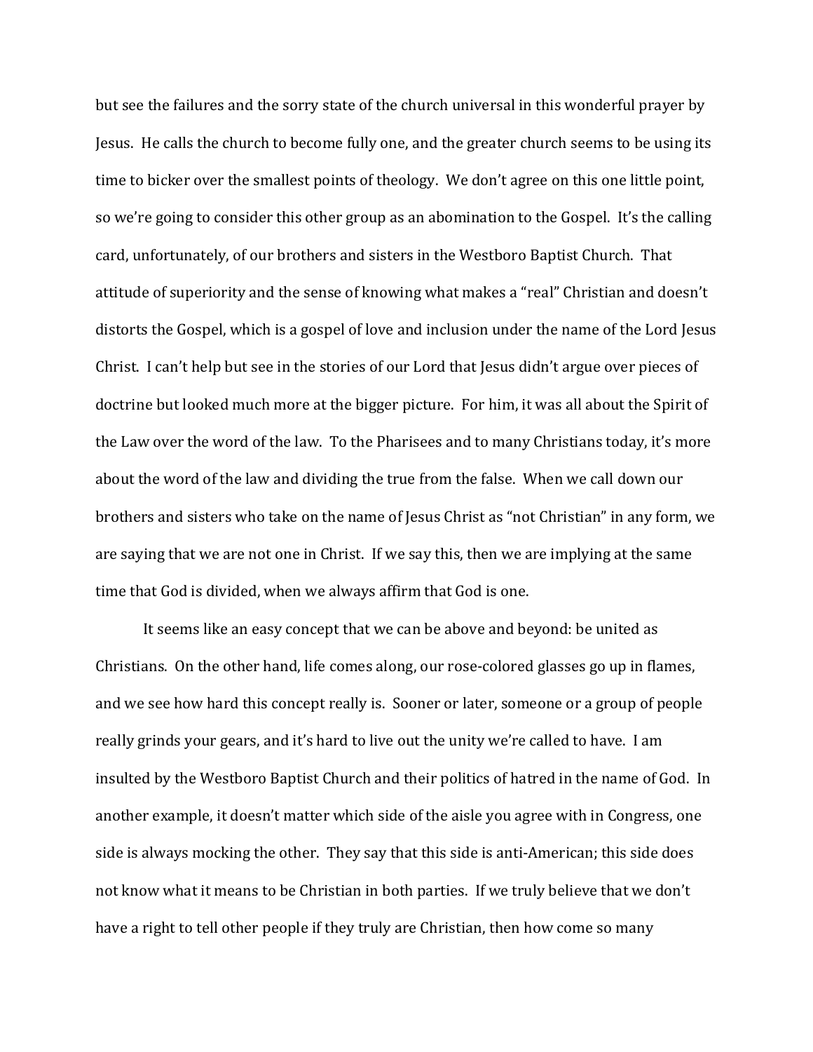but see the failures and the sorry state of the church universal in this wonderful prayer by Jesus. He calls the church to become fully one, and the greater church seems to be using its time to bicker over the smallest points of theology. We don't agree on this one little point, so we're going to consider this other group as an abomination to the Gospel. It's the calling card, unfortunately, of our brothers and sisters in the Westboro Baptist Church. That attitude of superiority and the sense of knowing what makes a "real" Christian and doesn't distorts the Gospel, which is a gospel of love and inclusion under the name of the Lord Jesus Christ. I can't help but see in the stories of our Lord that Jesus didn't argue over pieces of doctrine but looked much more at the bigger picture. For him, it was all about the Spirit of the Law over the word of the law. To the Pharisees and to many Christians today, it's more about the word of the law and dividing the true from the false. When we call down our brothers and sisters who take on the name of Jesus Christ as "not Christian" in any form, we are saying that we are not one in Christ. If we say this, then we are implying at the same time that God is divided, when we always affirm that God is one.

It seems like an easy concept that we can be above and beyond: be united as Christians. On the other hand, life comes along, our rose-colored glasses go up in flames, and we see how hard this concept really is. Sooner or later, someone or a group of people really grinds your gears, and it's hard to live out the unity we're called to have. I am insulted by the Westboro Baptist Church and their politics of hatred in the name of God. In another example, it doesn't matter which side of the aisle you agree with in Congress, one side is always mocking the other. They say that this side is anti-American; this side does not know what it means to be Christian in both parties. If we truly believe that we don't have a right to tell other people if they truly are Christian, then how come so many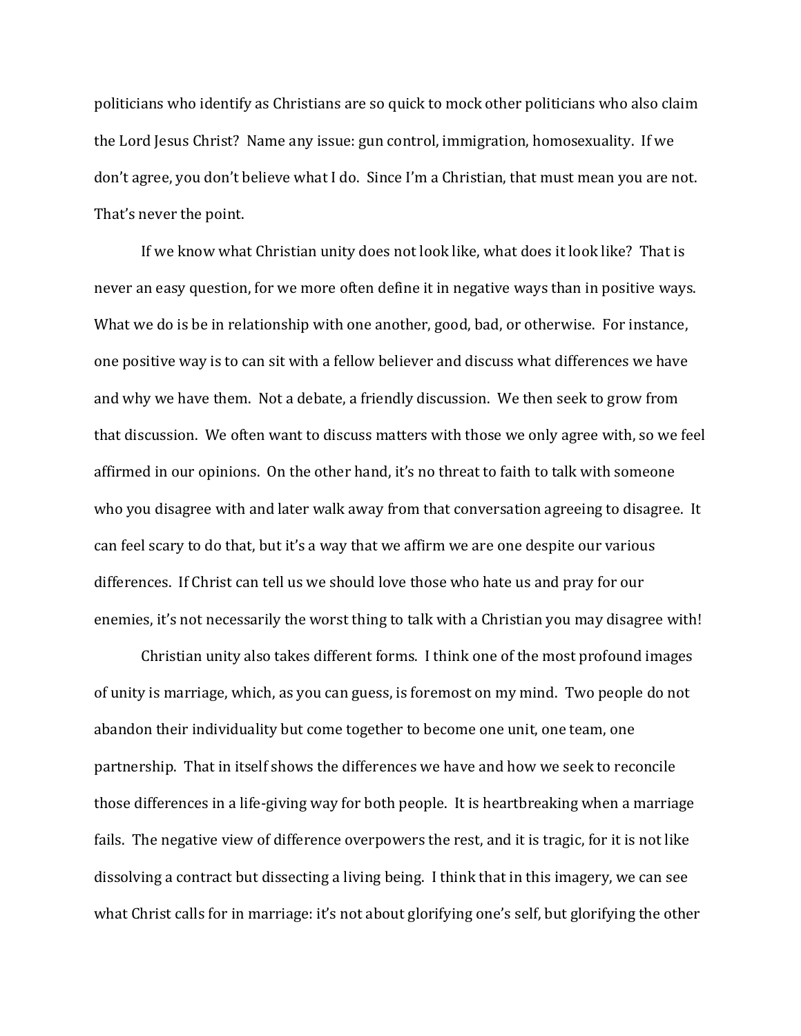politicians who identify as Christians are so quick to mock other politicians who also claim the Lord Jesus Christ? Name any issue: gun control, immigration, homosexuality. If we don't agree, you don't believe what I do. Since I'm a Christian, that must mean you are not. That's never the point.

If we know what Christian unity does not look like, what does it look like? That is never an easy question, for we more often define it in negative ways than in positive ways. What we do is be in relationship with one another, good, bad, or otherwise. For instance, one positive way is to can sit with a fellow believer and discuss what differences we have and why we have them. Not a debate, a friendly discussion. We then seek to grow from that discussion. We often want to discuss matters with those we only agree with, so we feel affirmed in our opinions. On the other hand, it's no threat to faith to talk with someone who you disagree with and later walk away from that conversation agreeing to disagree. It can feel scary to do that, but it's a way that we affirm we are one despite our various differences. If Christ can tell us we should love those who hate us and pray for our enemies, it's not necessarily the worst thing to talk with a Christian you may disagree with!

Christian unity also takes different forms. I think one of the most profound images of unity is marriage, which, as you can guess, is foremost on my mind. Two people do not abandon their individuality but come together to become one unit, one team, one partnership. That in itself shows the differences we have and how we seek to reconcile those differences in a life-giving way for both people. It is heartbreaking when a marriage fails. The negative view of difference overpowers the rest, and it is tragic, for it is not like dissolving a contract but dissecting a living being. I think that in this imagery, we can see what Christ calls for in marriage: it's not about glorifying one's self, but glorifying the other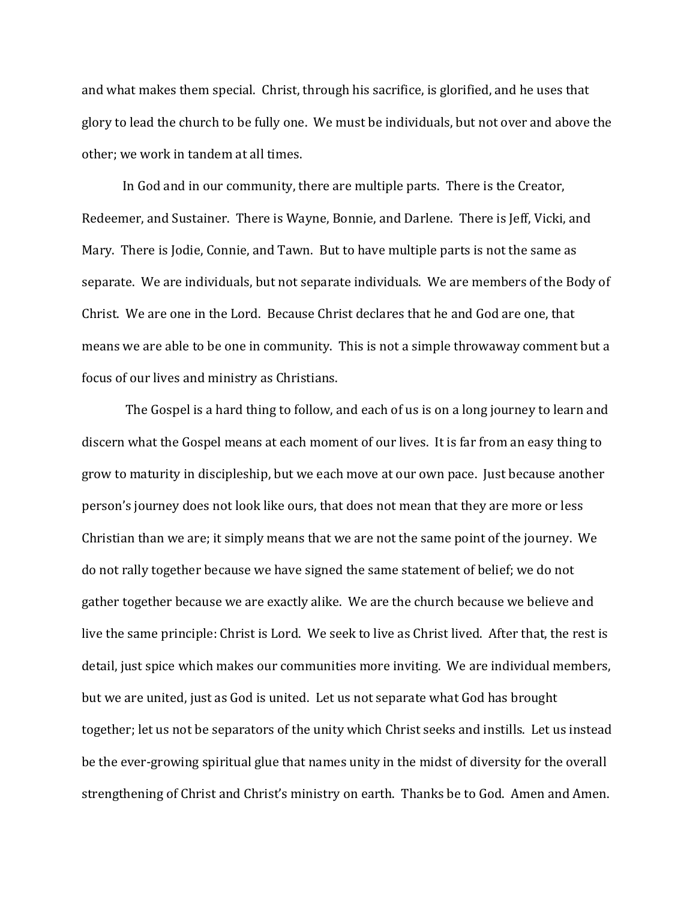and what makes them special. Christ, through his sacrifice, is glorified, and he uses that glory to lead the church to be fully one. We must be individuals, but not over and above the other; we work in tandem at all times.

In God and in our community, there are multiple parts. There is the Creator, Redeemer, and Sustainer. There is Wayne, Bonnie, and Darlene. There is Jeff, Vicki, and Mary. There is Jodie, Connie, and Tawn. But to have multiple parts is not the same as separate. We are individuals, but not separate individuals. We are members of the Body of Christ. We are one in the Lord. Because Christ declares that he and God are one, that means we are able to be one in community. This is not a simple throwaway comment but a focus of our lives and ministry as Christians.

The Gospel is a hard thing to follow, and each of us is on a long journey to learn and discern what the Gospel means at each moment of our lives. It is far from an easy thing to grow to maturity in discipleship, but we each move at our own pace. Just because another person's journey does not look like ours, that does not mean that they are more or less Christian than we are; it simply means that we are not the same point of the journey. We do not rally together because we have signed the same statement of belief; we do not gather together because we are exactly alike. We are the church because we believe and live the same principle: Christ is Lord. We seek to live as Christ lived. After that, the rest is detail, just spice which makes our communities more inviting. We are individual members, but we are united, just as God is united. Let us not separate what God has brought together; let us not be separators of the unity which Christ seeks and instills. Let us instead be the ever-growing spiritual glue that names unity in the midst of diversity for the overall strengthening of Christ and Christ's ministry on earth. Thanks be to God. Amen and Amen.